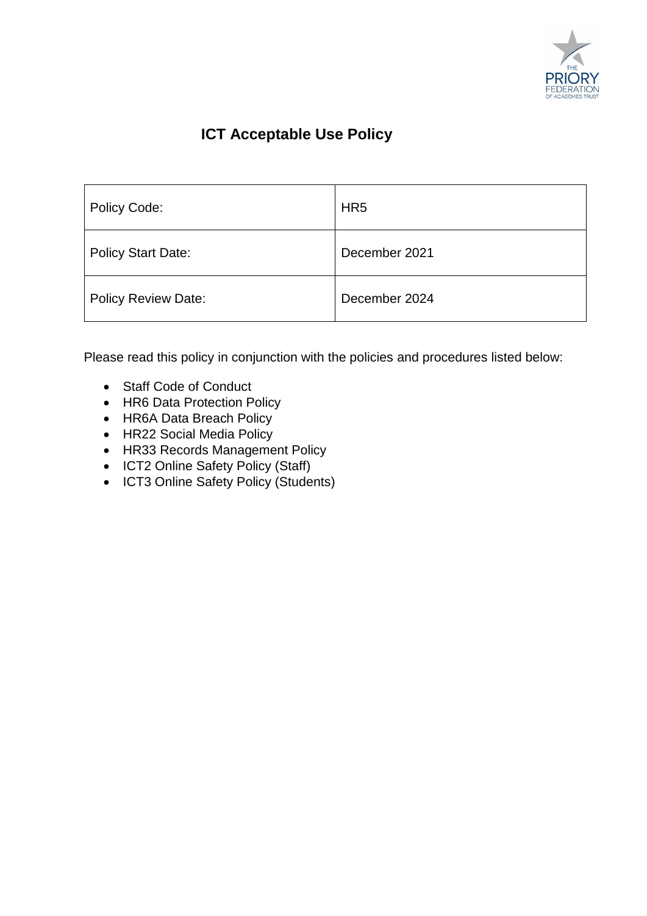# ICT Acceptable Use Policy

| Policy Code: | HR5 |
|---|---|
| Policy Start Date: | December 2021 |
| Policy Review Date: | December 2024 |

Please read this policy in conjunction with the policies and procedures listed below:

- Staff Code of Conduct
- HR6 Data Protection Policy
- HR6A Data Breach Policy
- HR22 Social Media Policy
- HR33 Records Management Policy
- ICT2 Online Safety Policy (Staff)
- ICT3 Online Safety Policy (Students)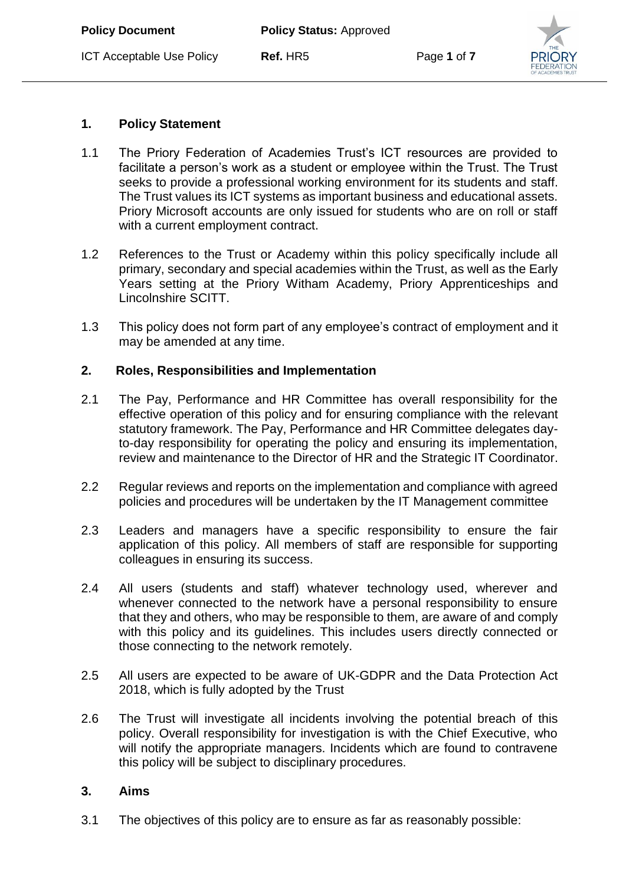## 1. Policy Statement

1.1 The Priory Federation of Academies Trust's ICT resources are provided to facilitate a person's work as a student or employee within the Trust. The Trust seeks to provide a professional working environment for its students and staff. The Trust values its ICT systems as important business and educational assets. Priory Microsoft accounts are only issued for students who are on roll or staff with a current employment contract.

1.2 References to the Trust or Academy within this policy specifically include all primary, secondary and special academies within the Trust, as well as the Early Years setting at the Priory Witham Academy, Priory Apprenticeships and Lincolnshire SCITT.

1.3 This policy does not form part of any employee's contract of employment and it may be amended at any time.

## 2. Roles, Responsibilities and Implementation

2.1 The Pay, Performance and HR Committee has overall responsibility for the effective operation of this policy and for ensuring compliance with the relevant statutory framework. The Pay, Performance and HR Committee delegates day-to-day responsibility for operating the policy and ensuring its implementation, review and maintenance to the Director of HR and the Strategic IT Coordinator.

2.2 Regular reviews and reports on the implementation and compliance with agreed policies and procedures will be undertaken by the IT Management committee

2.3 Leaders and managers have a specific responsibility to ensure the fair application of this policy. All members of staff are responsible for supporting colleagues in ensuring its success.

2.4 All users (students and staff) whatever technology used, wherever and whenever connected to the network have a personal responsibility to ensure that they and others, who may be responsible to them, are aware of and comply with this policy and its guidelines. This includes users directly connected or those connecting to the network remotely.

2.5 All users are expected to be aware of UK-GDPR and the Data Protection Act 2018, which is fully adopted by the Trust

2.6 The Trust will investigate all incidents involving the potential breach of this policy. Overall responsibility for investigation is with the Chief Executive, who will notify the appropriate managers. Incidents which are found to contravene this policy will be subject to disciplinary procedures.

## 3. Aims

3.1 The objectives of this policy are to ensure as far as reasonably possible: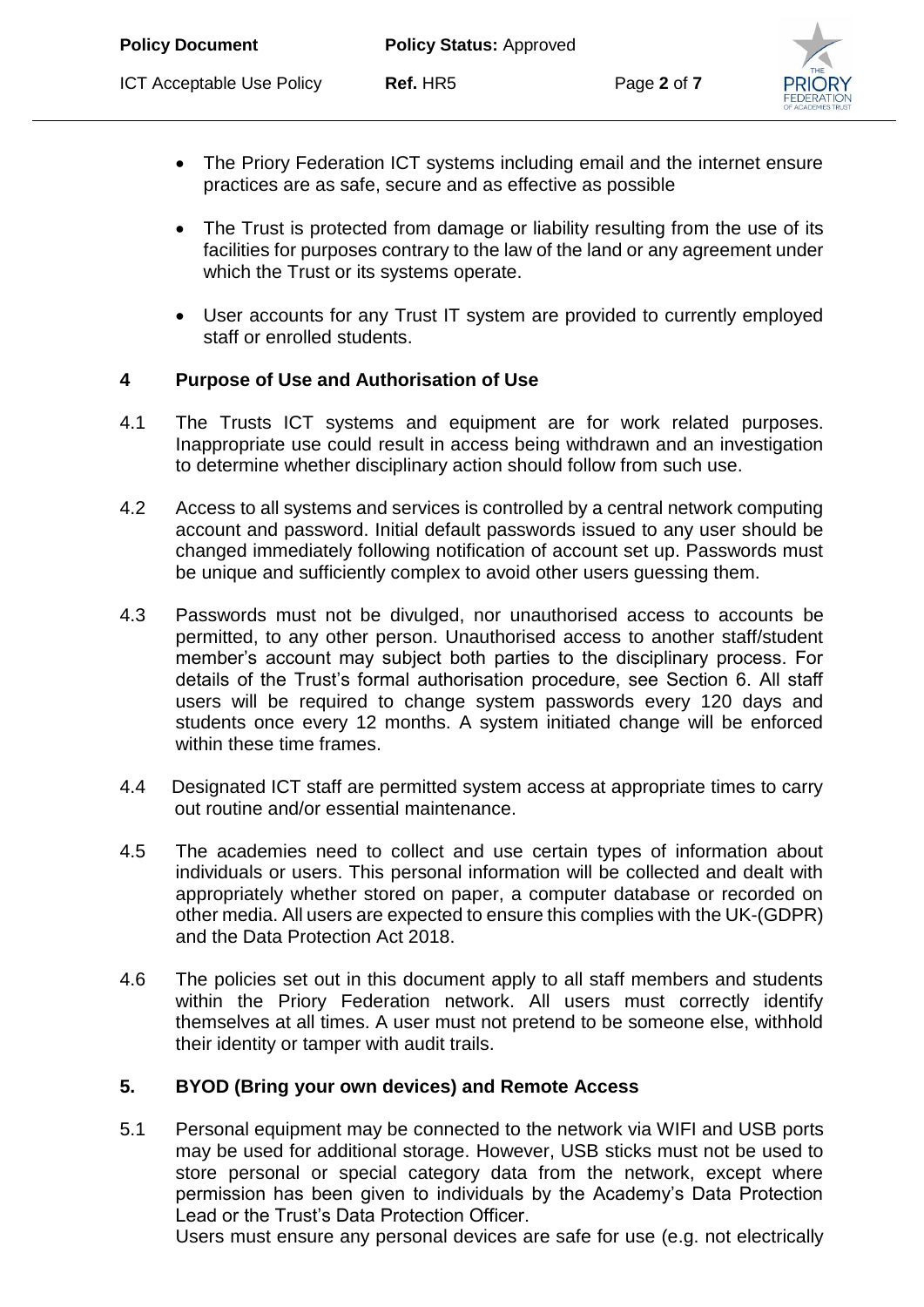- The Priory Federation ICT systems including email and the internet ensure practices are as safe, secure and as effective as possible

- The Trust is protected from damage or liability resulting from the use of its facilities for purposes contrary to the law of the land or any agreement under which the Trust or its systems operate.

- User accounts for any Trust IT system are provided to currently employed staff or enrolled students.

## 4 Purpose of Use and Authorisation of Use

4.1 The Trusts ICT systems and equipment are for work related purposes. Inappropriate use could result in access being withdrawn and an investigation to determine whether disciplinary action should follow from such use.

4.2 Access to all systems and services is controlled by a central network computing account and password. Initial default passwords issued to any user should be changed immediately following notification of account set up. Passwords must be unique and sufficiently complex to avoid other users guessing them.

4.3 Passwords must not be divulged, nor unauthorised access to accounts be permitted, to any other person. Unauthorised access to another staff/student member's account may subject both parties to the disciplinary process. For details of the Trust's formal authorisation procedure, see Section 6. All staff users will be required to change system passwords every 120 days and students once every 12 months. A system initiated change will be enforced within these time frames.

4.4 Designated ICT staff are permitted system access at appropriate times to carry out routine and/or essential maintenance.

4.5 The academies need to collect and use certain types of information about individuals or users. This personal information will be collected and dealt with appropriately whether stored on paper, a computer database or recorded on other media. All users are expected to ensure this complies with the UK-(GDPR) and the Data Protection Act 2018.

4.6 The policies set out in this document apply to all staff members and students within the Priory Federation network. All users must correctly identify themselves at all times. A user must not pretend to be someone else, withhold their identity or tamper with audit trails.

## 5. BYOD (Bring your own devices) and Remote Access

5.1 Personal equipment may be connected to the network via WIFI and USB ports may be used for additional storage. However, USB sticks must not be used to store personal or special category data from the network, except where permission has been given to individuals by the Academy's Data Protection Lead or the Trust's Data Protection Officer.
Users must ensure any personal devices are safe for use (e.g. not electrically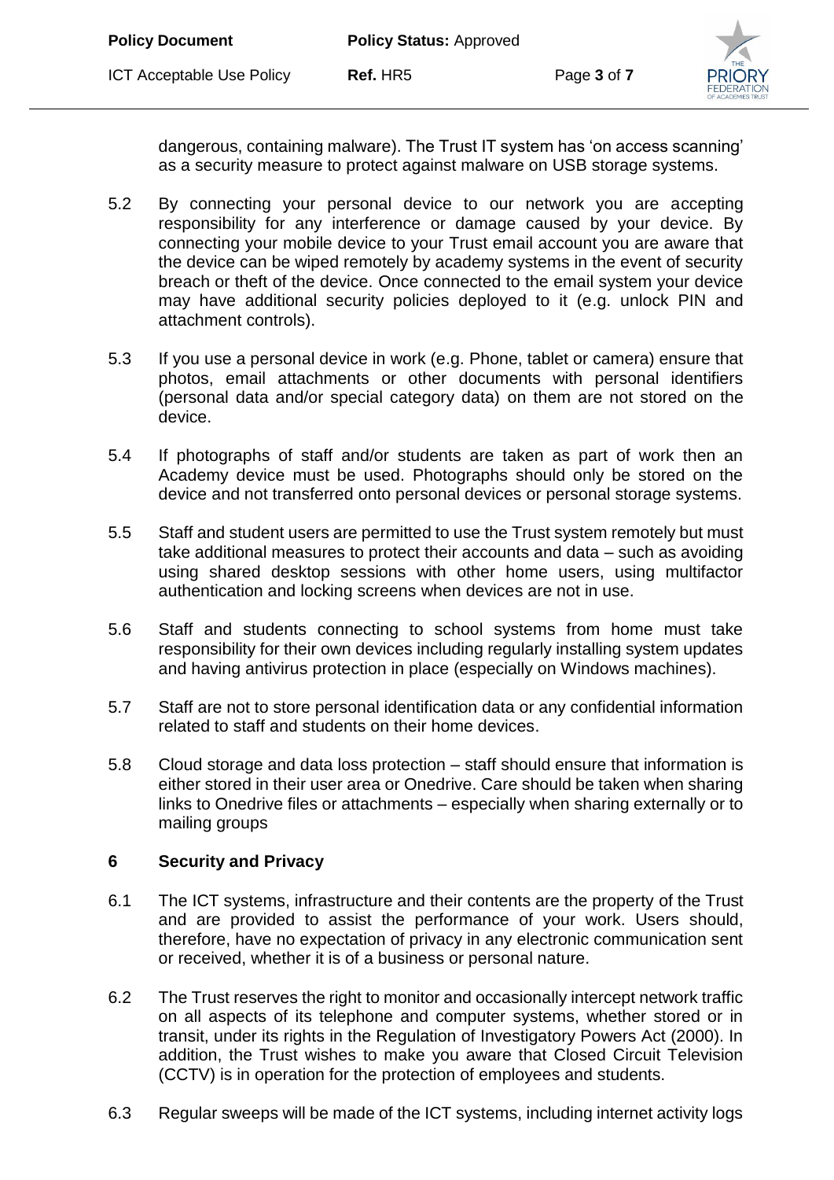dangerous, containing malware). The Trust IT system has 'on access scanning' as a security measure to protect against malware on USB storage systems.

5.2 By connecting your personal device to our network you are accepting responsibility for any interference or damage caused by your device. By connecting your mobile device to your Trust email account you are aware that the device can be wiped remotely by academy systems in the event of security breach or theft of the device. Once connected to the email system your device may have additional security policies deployed to it (e.g. unlock PIN and attachment controls).

5.3 If you use a personal device in work (e.g. Phone, tablet or camera) ensure that photos, email attachments or other documents with personal identifiers (personal data and/or special category data) on them are not stored on the device.

5.4 If photographs of staff and/or students are taken as part of work then an Academy device must be used. Photographs should only be stored on the device and not transferred onto personal devices or personal storage systems.

5.5 Staff and student users are permitted to use the Trust system remotely but must take additional measures to protect their accounts and data – such as avoiding using shared desktop sessions with other home users, using multifactor authentication and locking screens when devices are not in use.

5.6 Staff and students connecting to school systems from home must take responsibility for their own devices including regularly installing system updates and having antivirus protection in place (especially on Windows machines).

5.7 Staff are not to store personal identification data or any confidential information related to staff and students on their home devices.

5.8 Cloud storage and data loss protection – staff should ensure that information is either stored in their user area or Onedrive. Care should be taken when sharing links to Onedrive files or attachments – especially when sharing externally or to mailing groups

## 6 Security and Privacy

6.1 The ICT systems, infrastructure and their contents are the property of the Trust and are provided to assist the performance of your work. Users should, therefore, have no expectation of privacy in any electronic communication sent or received, whether it is of a business or personal nature.

6.2 The Trust reserves the right to monitor and occasionally intercept network traffic on all aspects of its telephone and computer systems, whether stored or in transit, under its rights in the Regulation of Investigatory Powers Act (2000). In addition, the Trust wishes to make you aware that Closed Circuit Television (CCTV) is in operation for the protection of employees and students.

6.3 Regular sweeps will be made of the ICT systems, including internet activity logs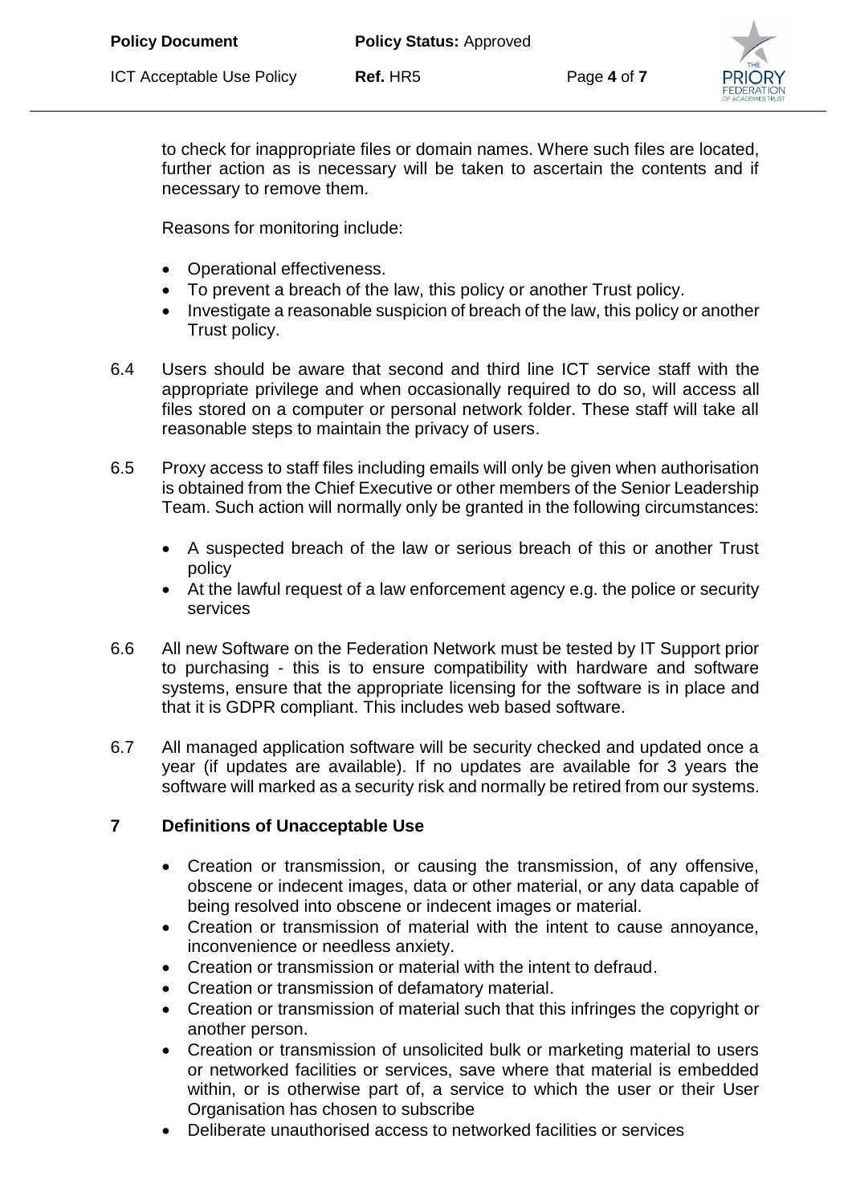to check for inappropriate files or domain names. Where such files are located, further action as is necessary will be taken to ascertain the contents and if necessary to remove them.

Reasons for monitoring include:

- Operational effectiveness.
- To prevent a breach of the law, this policy or another Trust policy.
- Investigate a reasonable suspicion of breach of the law, this policy or another Trust policy.

6.4 Users should be aware that second and third line ICT service staff with the appropriate privilege and when occasionally required to do so, will access all files stored on a computer or personal network folder. These staff will take all reasonable steps to maintain the privacy of users.

6.5 Proxy access to staff files including emails will only be given when authorisation is obtained from the Chief Executive or other members of the Senior Leadership Team. Such action will normally only be granted in the following circumstances:

- A suspected breach of the law or serious breach of this or another Trust policy
- At the lawful request of a law enforcement agency e.g. the police or security services

6.6 All new Software on the Federation Network must be tested by IT Support prior to purchasing - this is to ensure compatibility with hardware and software systems, ensure that the appropriate licensing for the software is in place and that it is GDPR compliant. This includes web based software.

6.7 All managed application software will be security checked and updated once a year (if updates are available). If no updates are available for 3 years the software will marked as a security risk and normally be retired from our systems.

## 7 Definitions of Unacceptable Use

- Creation or transmission, or causing the transmission, of any offensive, obscene or indecent images, data or other material, or any data capable of being resolved into obscene or indecent images or material.
- Creation or transmission of material with the intent to cause annoyance, inconvenience or needless anxiety.
- Creation or transmission or material with the intent to defraud.
- Creation or transmission of defamatory material.
- Creation or transmission of material such that this infringes the copyright or another person.
- Creation or transmission of unsolicited bulk or marketing material to users or networked facilities or services, save where that material is embedded within, or is otherwise part of, a service to which the user or their User Organisation has chosen to subscribe
- Deliberate unauthorised access to networked facilities or services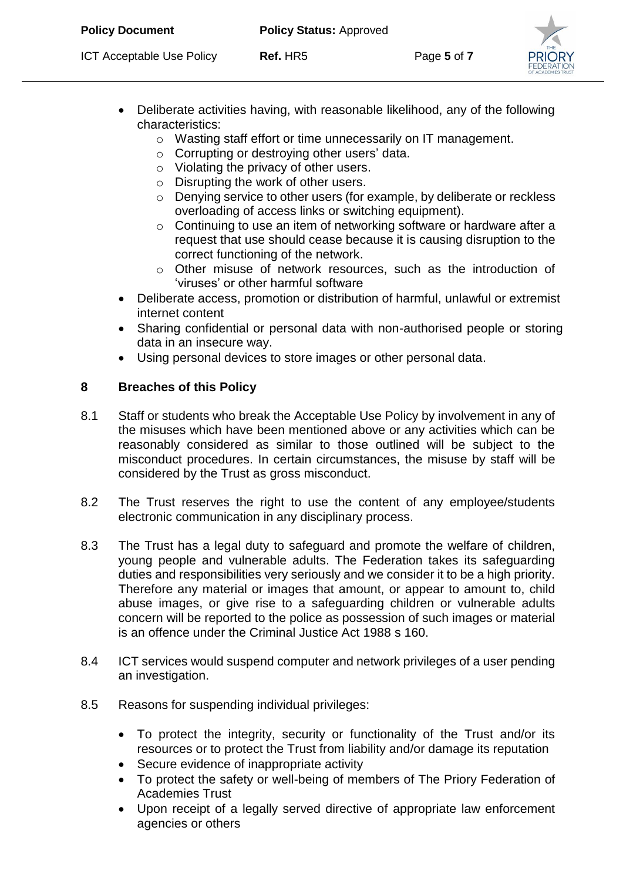- Deliberate activities having, with reasonable likelihood, any of the following characteristics:
  - Wasting staff effort or time unnecessarily on IT management.
  - Corrupting or destroying other users' data.
  - Violating the privacy of other users.
  - Disrupting the work of other users.
  - Denying service to other users (for example, by deliberate or reckless overloading of access links or switching equipment).
  - Continuing to use an item of networking software or hardware after a request that use should cease because it is causing disruption to the correct functioning of the network.
  - Other misuse of network resources, such as the introduction of 'viruses' or other harmful software
- Deliberate access, promotion or distribution of harmful, unlawful or extremist internet content
- Sharing confidential or personal data with non-authorised people or storing data in an insecure way.
- Using personal devices to store images or other personal data.

## 8 Breaches of this Policy

8.1 Staff or students who break the Acceptable Use Policy by involvement in any of the misuses which have been mentioned above or any activities which can be reasonably considered as similar to those outlined will be subject to the misconduct procedures. In certain circumstances, the misuse by staff will be considered by the Trust as gross misconduct.

8.2 The Trust reserves the right to use the content of any employee/students electronic communication in any disciplinary process.

8.3 The Trust has a legal duty to safeguard and promote the welfare of children, young people and vulnerable adults. The Federation takes its safeguarding duties and responsibilities very seriously and we consider it to be a high priority. Therefore any material or images that amount, or appear to amount to, child abuse images, or give rise to a safeguarding children or vulnerable adults concern will be reported to the police as possession of such images or material is an offence under the Criminal Justice Act 1988 s 160.

8.4 ICT services would suspend computer and network privileges of a user pending an investigation.

8.5 Reasons for suspending individual privileges:

- To protect the integrity, security or functionality of the Trust and/or its resources or to protect the Trust from liability and/or damage its reputation
- Secure evidence of inappropriate activity
- To protect the safety or well-being of members of The Priory Federation of Academies Trust
- Upon receipt of a legally served directive of appropriate law enforcement agencies or others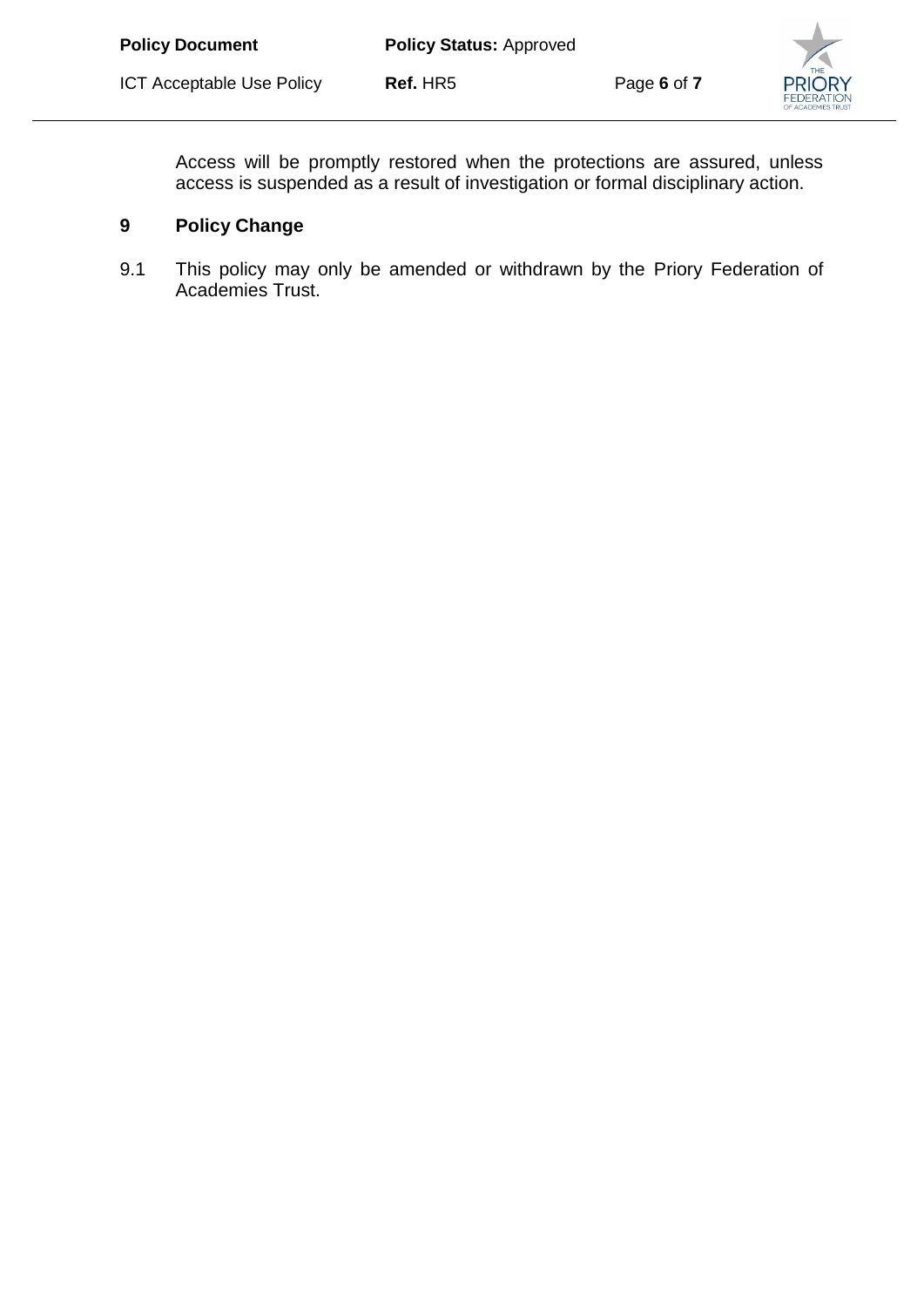Access will be promptly restored when the protections are assured, unless access is suspended as a result of investigation or formal disciplinary action.

## 9 Policy Change

9.1 This policy may only be amended or withdrawn by the Priory Federation of Academies Trust.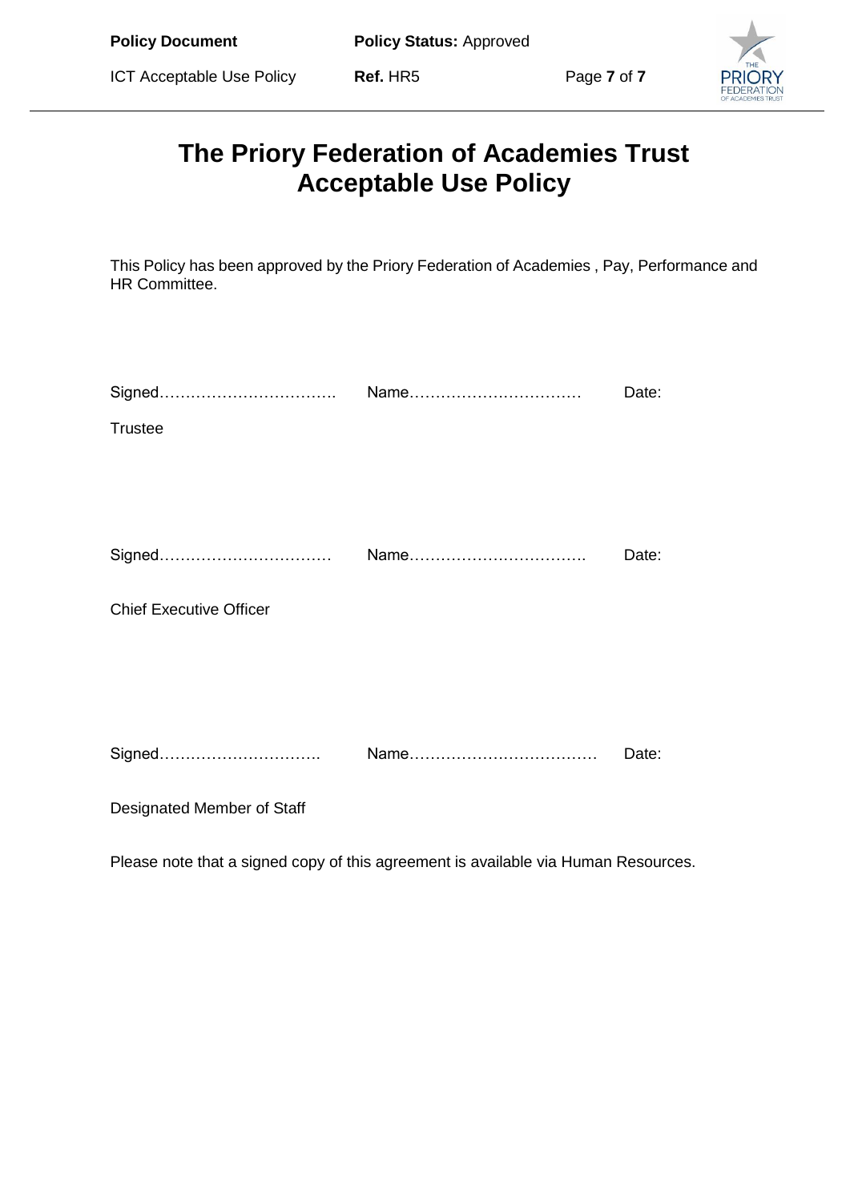# The Priory Federation of Academies Trust Acceptable Use Policy

This Policy has been approved by the Priory Federation of Academies , Pay, Performance and HR Committee.

Signed……………………………. Name…………………………… Date:

Trustee

Signed…………………………… Name……………………………. Date:

Chief Executive Officer

Signed…………………………. Name……………………………… Date:

Designated Member of Staff

Please note that a signed copy of this agreement is available via Human Resources.